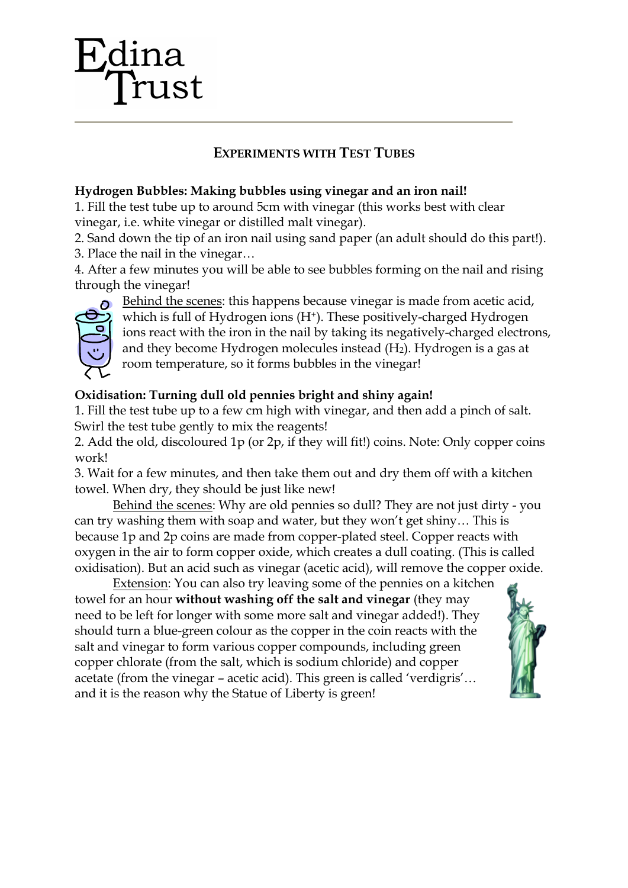Edina Trust

## EXPERIMENTS WITH TEST TUBES

**Hydrogen Bubbles: Making bubbles using vinegar and an iron nail!**

1. Fill the test tube up to around 5cm with vinegar (this works best with clear vinegar, i.e. white vinegar or distilled malt vinegar).
2. Sand down the tip of an iron nail using sand paper (an adult should do this part!).
3. Place the nail in the vinegar…
4. After a few minutes you will be able to see bubbles forming on the nail and rising through the vinegar!

Behind the scenes: this happens because vinegar is made from acetic acid, which is full of Hydrogen ions ($H^+$). These positively-charged Hydrogen ions react with the iron in the nail by taking its negatively-charged electrons, and they become Hydrogen molecules instead ($H_2$). Hydrogen is a gas at room temperature, so it forms bubbles in the vinegar!

**Oxidisation: Turning dull old pennies bright and shiny again!**

1. Fill the test tube up to a few cm high with vinegar, and then add a pinch of salt. Swirl the test tube gently to mix the reagents!
2. Add the old, discoloured 1p (or 2p, if they will fit!) coins. Note: Only copper coins work!
3. Wait for a few minutes, and then take them out and dry them off with a kitchen towel. When dry, they should be just like new!

Behind the scenes: Why are old pennies so dull? They are not just dirty - you can try washing them with soap and water, but they won't get shiny… This is because 1p and 2p coins are made from copper-plated steel. Copper reacts with oxygen in the air to form copper oxide, which creates a dull coating. (This is called oxidisation). But an acid such as vinegar (acetic acid), will remove the copper oxide.

Extension: You can also try leaving some of the pennies on a kitchen towel for an hour **without washing off the salt and vinegar** (they may need to be left for longer with some more salt and vinegar added!). They should turn a blue-green colour as the copper in the coin reacts with the salt and vinegar to form various copper compounds, including green copper chlorate (from the salt, which is sodium chloride) and copper acetate (from the vinegar – acetic acid). This green is called 'verdigris'… and it is the reason why the Statue of Liberty is green!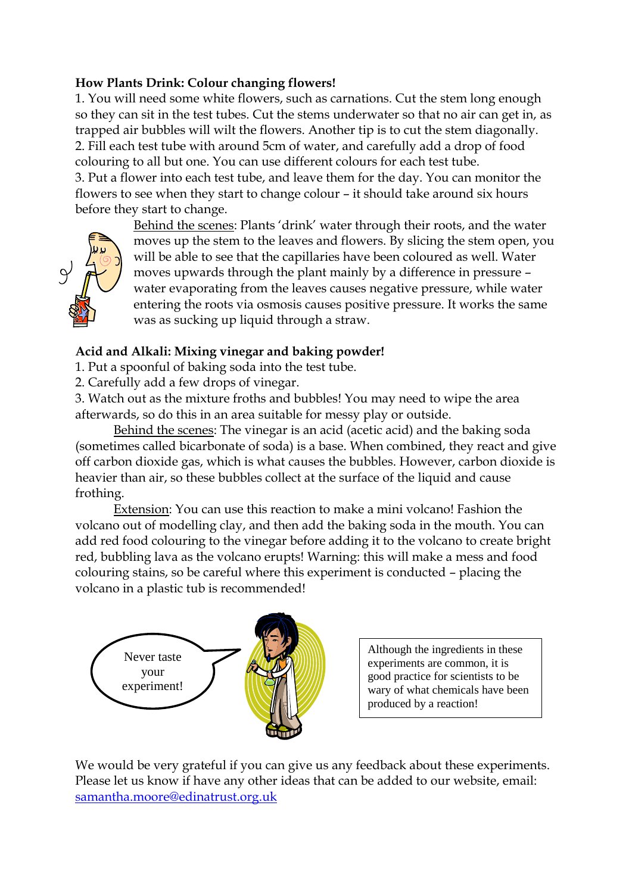**How Plants Drink: Colour changing flowers!**

1. You will need some white flowers, such as carnations. Cut the stem long enough so they can sit in the test tubes. Cut the stems underwater so that no air can get in, as trapped air bubbles will wilt the flowers. Another tip is to cut the stem diagonally.
2. Fill each test tube with around 5cm of water, and carefully add a drop of food colouring to all but one. You can use different colours for each test tube.
3. Put a flower into each test tube, and leave them for the day. You can monitor the flowers to see when they start to change colour – it should take around six hours before they start to change.

Behind the scenes: Plants 'drink' water through their roots, and the water moves up the stem to the leaves and flowers. By slicing the stem open, you will be able to see that the capillaries have been coloured as well. Water moves upwards through the plant mainly by a difference in pressure – water evaporating from the leaves causes negative pressure, while water entering the roots via osmosis causes positive pressure. It works the same was as sucking up liquid through a straw.

**Acid and Alkali: Mixing vinegar and baking powder!**

1. Put a spoonful of baking soda into the test tube.
2. Carefully add a few drops of vinegar.
3. Watch out as the mixture froths and bubbles! You may need to wipe the area afterwards, so do this in an area suitable for messy play or outside.

Behind the scenes: The vinegar is an acid (acetic acid) and the baking soda (sometimes called bicarbonate of soda) is a base. When combined, they react and give off carbon dioxide gas, which is what causes the bubbles. However, carbon dioxide is heavier than air, so these bubbles collect at the surface of the liquid and cause frothing.

Extension: You can use this reaction to make a mini volcano! Fashion the volcano out of modelling clay, and then add the baking soda in the mouth. You can add red food colouring to the vinegar before adding it to the volcano to create bright red, bubbling lava as the volcano erupts! Warning: this will make a mess and food colouring stains, so be careful where this experiment is conducted – placing the volcano in a plastic tub is recommended!

Never taste your experiment!

Although the ingredients in these experiments are common, it is good practice for scientists to be wary of what chemicals have been produced by a reaction!

We would be very grateful if you can give us any feedback about these experiments. Please let us know if have any other ideas that can be added to our website, email: [samantha.moore@edinatrust.org.uk](mailto:samantha.moore@edinatrust.org.uk)